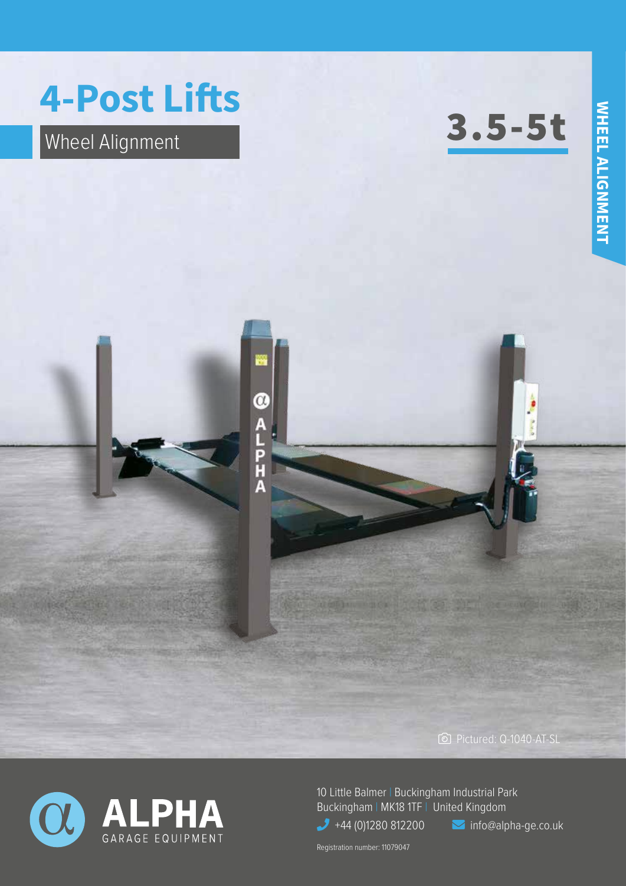# 4-Post Lifts

## Wheel Alignment

**3.5-5t**

WHEEL ALIGNMENT

Pictured: Q-1040-AT-SL

ALPHA GARAGE EQUIPMENT

10 Little Balmer | Buckingham Industrial Park
Buckingham | MK18 1TF | United Kingdom

+44 (0)1280 812200

info@alpha-ge.co.uk

Registration number: 11079047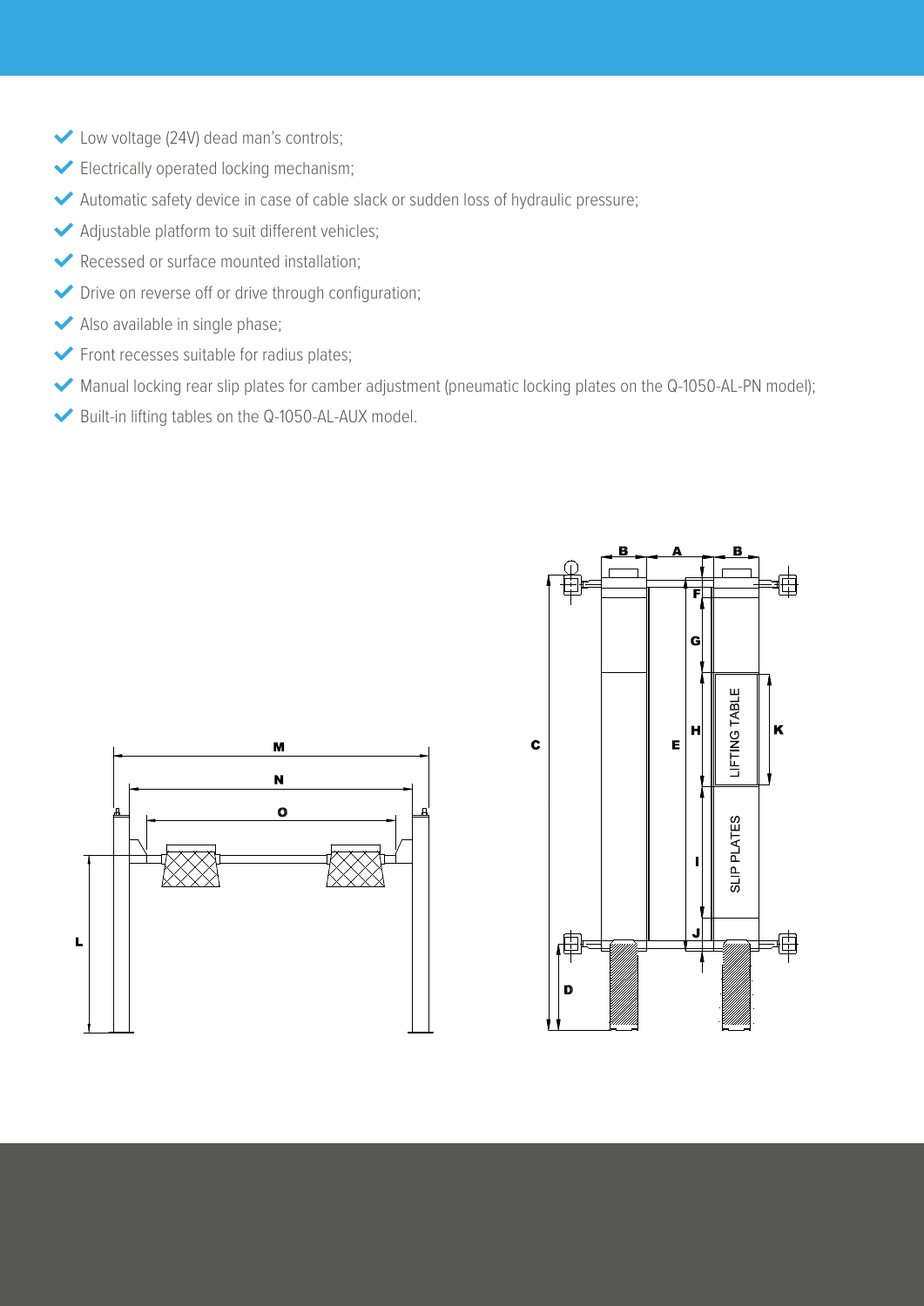- Low voltage (24V) dead man's controls;
- Electrically operated locking mechanism;
- Automatic safety device in case of cable slack or sudden loss of hydraulic pressure;
- Adjustable platform to suit different vehicles;
- Recessed or surface mounted installation;
- Drive on reverse off or drive through configuration;
- Also available in single phase;
- Front recesses suitable for radius plates;
- Manual locking rear slip plates for camber adjustment (pneumatic locking plates on the Q-1050-AL-PN model);
- Built-in lifting tables on the Q-1050-AL-AUX model.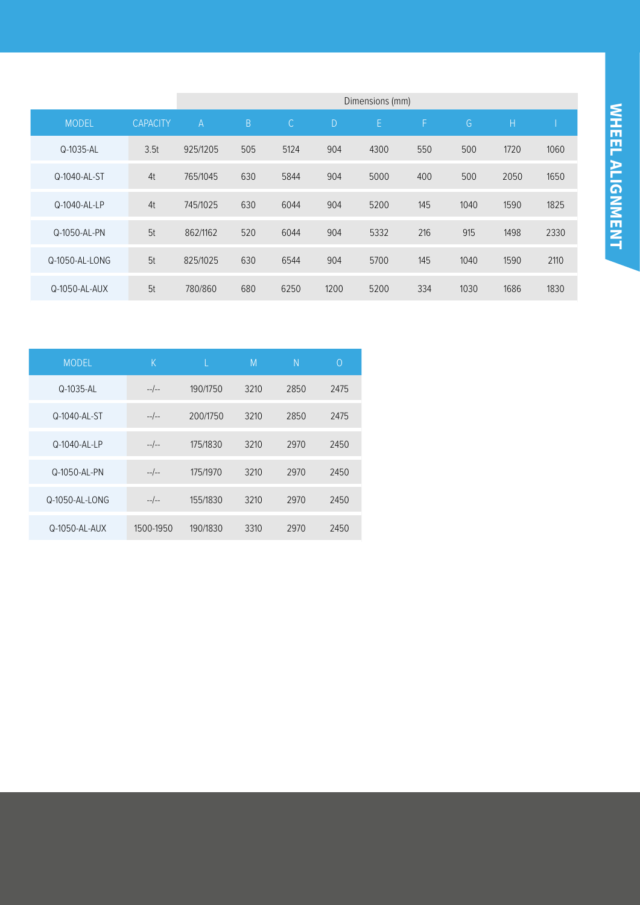| | | Dimensions (mm) | | | | | | | | |
|---|---|---|---|---|---|---|---|---|---|---|
| MODEL | CAPACITY | A | B | C | D | E | F | G | H | I |
| Q-1035-AL | 3.5t | 925/1205 | 505 | 5124 | 904 | 4300 | 550 | 500 | 1720 | 1060 |
| Q-1040-AL-ST | 4t | 765/1045 | 630 | 5844 | 904 | 5000 | 400 | 500 | 2050 | 1650 |
| Q-1040-AL-LP | 4t | 745/1025 | 630 | 6044 | 904 | 5200 | 145 | 1040 | 1590 | 1825 |
| Q-1050-AL-PN | 5t | 862/1162 | 520 | 6044 | 904 | 5332 | 216 | 915 | 1498 | 2330 |
| Q-1050-AL-LONG | 5t | 825/1025 | 630 | 6544 | 904 | 5700 | 145 | 1040 | 1590 | 2110 |
| Q-1050-AL-AUX | 5t | 780/860 | 680 | 6250 | 1200 | 5200 | 334 | 1030 | 1686 | 1830 |

| MODEL | K | L | M | N | O |
|---|---|---|---|---|---|
| Q-1035-AL | --/-- | 190/1750 | 3210 | 2850 | 2475 |
| Q-1040-AL-ST | --/-- | 200/1750 | 3210 | 2850 | 2475 |
| Q-1040-AL-LP | --/-- | 175/1830 | 3210 | 2970 | 2450 |
| Q-1050-AL-PN | --/-- | 175/1970 | 3210 | 2970 | 2450 |
| Q-1050-AL-LONG | --/-- | 155/1830 | 3210 | 2970 | 2450 |
| Q-1050-AL-AUX | 1500-1950 | 190/1830 | 3310 | 2970 | 2450 |